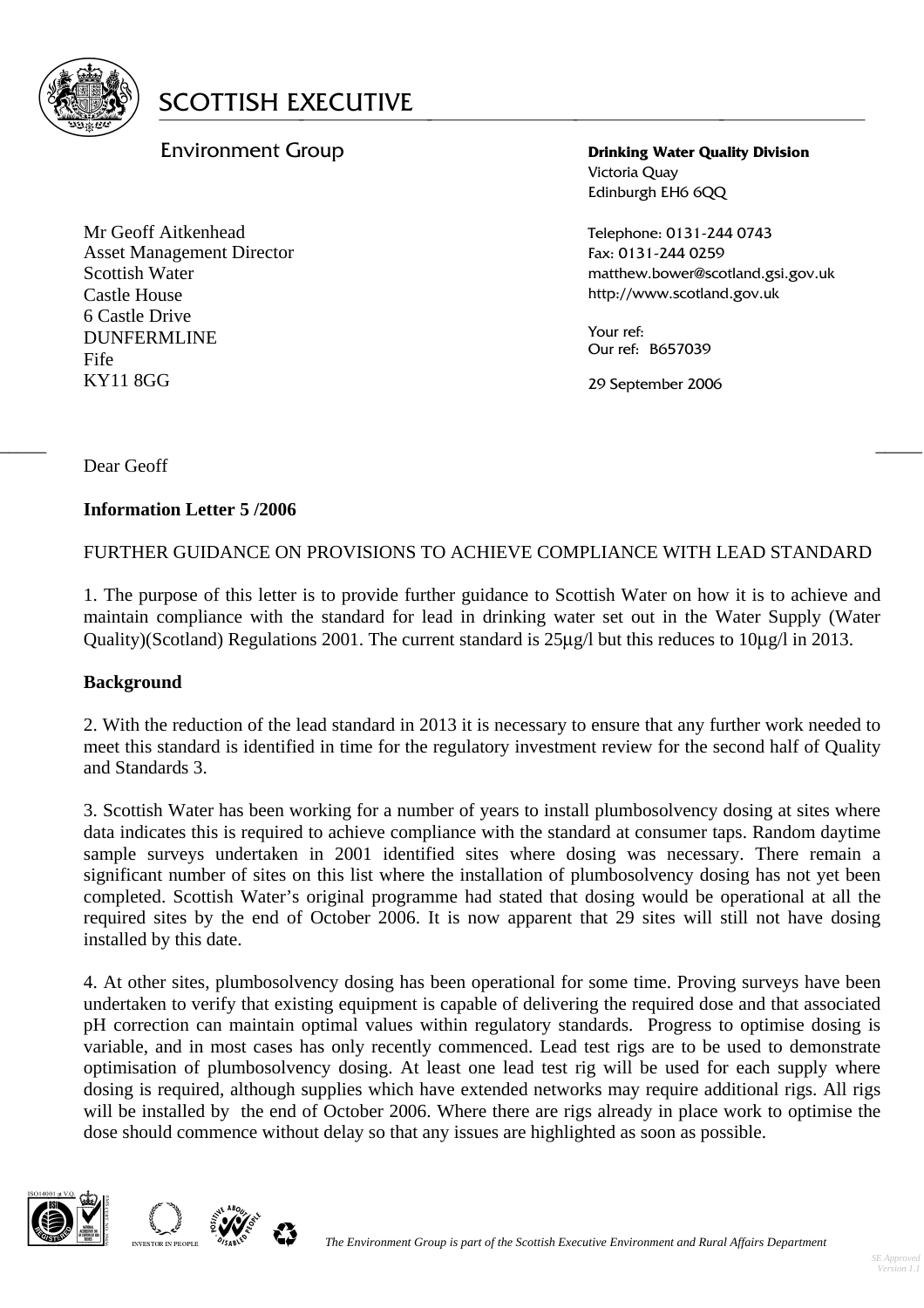# SCOTTISH EXECUTIVE

Environment Group

**Drinking Water Quality Division**
Victoria Quay
Edinburgh EH6 6QQ

Telephone: 0131-244 0743
Fax: 0131-244 0259
matthew.bower@scotland.gsi.gov.uk
http://www.scotland.gov.uk

Your ref:
Our ref: B657039

29 September 2006

Mr Geoff Aitkenhead
Asset Management Director
Scottish Water
Castle House
6 Castle Drive
DUNFERMLINE
Fife
KY11 8GG

Dear Geoff

**Information Letter 5 /2006**

FURTHER GUIDANCE ON PROVISIONS TO ACHIEVE COMPLIANCE WITH LEAD STANDARD

1. The purpose of this letter is to provide further guidance to Scottish Water on how it is to achieve and maintain compliance with the standard for lead in drinking water set out in the Water Supply (Water Quality)(Scotland) Regulations 2001. The current standard is 25µg/l but this reduces to 10µg/l in 2013.

**Background**

2. With the reduction of the lead standard in 2013 it is necessary to ensure that any further work needed to meet this standard is identified in time for the regulatory investment review for the second half of Quality and Standards 3.

3. Scottish Water has been working for a number of years to install plumbosolvency dosing at sites where data indicates this is required to achieve compliance with the standard at consumer taps. Random daytime sample surveys undertaken in 2001 identified sites where dosing was necessary. There remain a significant number of sites on this list where the installation of plumbosolvency dosing has not yet been completed. Scottish Water's original programme had stated that dosing would be operational at all the required sites by the end of October 2006. It is now apparent that 29 sites will still not have dosing installed by this date.

4. At other sites, plumbosolvency dosing has been operational for some time. Proving surveys have been undertaken to verify that existing equipment is capable of delivering the required dose and that associated pH correction can maintain optimal values within regulatory standards. Progress to optimise dosing is variable, and in most cases has only recently commenced. Lead test rigs are to be used to demonstrate optimisation of plumbosolvency dosing. At least one lead test rig will be used for each supply where dosing is required, although supplies which have extended networks may require additional rigs. All rigs will be installed by the end of October 2006. Where there are rigs already in place work to optimise the dose should commence without delay so that any issues are highlighted as soon as possible.

*The Environment Group is part of the Scottish Executive Environment and Rural Affairs Department*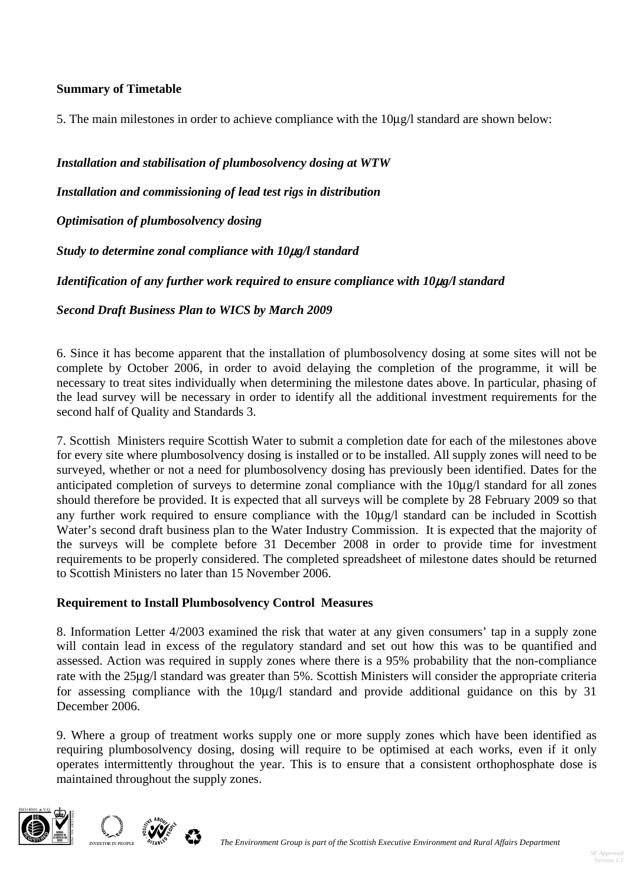**Summary of Timetable**

5. The main milestones in order to achieve compliance with the 10μg/l standard are shown below:

***Installation and stabilisation of plumbosolvency dosing at WTW***

***Installation and commissioning of lead test rigs in distribution***

***Optimisation of plumbosolvency dosing***

***Study to determine zonal compliance with 10μg/l standard***

***Identification of any further work required to ensure compliance with 10μg/l standard***

***Second Draft Business Plan to WICS by March 2009***

6. Since it has become apparent that the installation of plumbosolvency dosing at some sites will not be complete by October 2006, in order to avoid delaying the completion of the programme, it will be necessary to treat sites individually when determining the milestone dates above. In particular, phasing of the lead survey will be necessary in order to identify all the additional investment requirements for the second half of Quality and Standards 3.

7. Scottish Ministers require Scottish Water to submit a completion date for each of the milestones above for every site where plumbosolvency dosing is installed or to be installed. All supply zones will need to be surveyed, whether or not a need for plumbosolvency dosing has previously been identified. Dates for the anticipated completion of surveys to determine zonal compliance with the 10μg/l standard for all zones should therefore be provided. It is expected that all surveys will be complete by 28 February 2009 so that any further work required to ensure compliance with the 10μg/l standard can be included in Scottish Water's second draft business plan to the Water Industry Commission. It is expected that the majority of the surveys will be complete before 31 December 2008 in order to provide time for investment requirements to be properly considered. The completed spreadsheet of milestone dates should be returned to Scottish Ministers no later than 15 November 2006.

**Requirement to Install Plumbosolvency Control Measures**

8. Information Letter 4/2003 examined the risk that water at any given consumers' tap in a supply zone will contain lead in excess of the regulatory standard and set out how this was to be quantified and assessed. Action was required in supply zones where there is a 95% probability that the non-compliance rate with the 25μg/l standard was greater than 5%. Scottish Ministers will consider the appropriate criteria for assessing compliance with the 10μg/l standard and provide additional guidance on this by 31 December 2006.

9. Where a group of treatment works supply one or more supply zones which have been identified as requiring plumbosolvency dosing, dosing will require to be optimised at each works, even if it only operates intermittently throughout the year. This is to ensure that a consistent orthophosphate dose is maintained throughout the supply zones.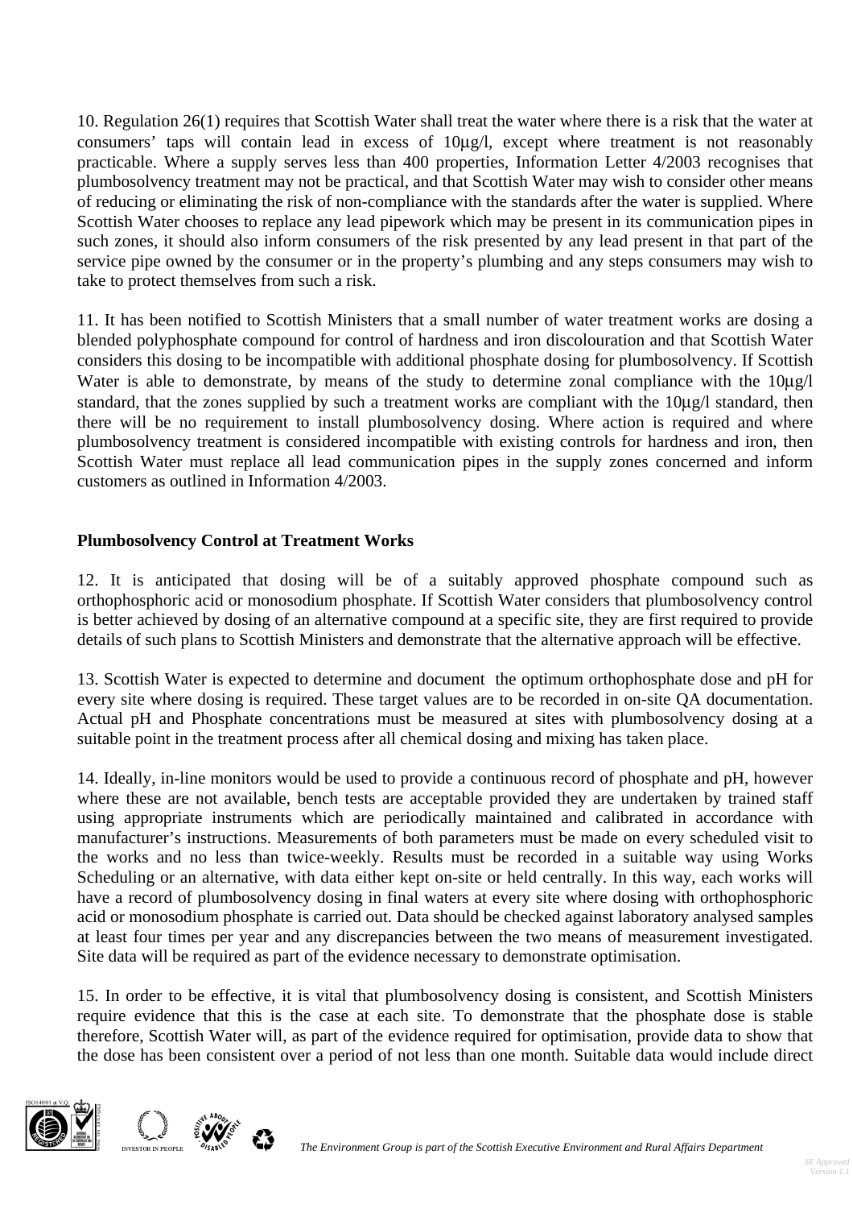10. Regulation 26(1) requires that Scottish Water shall treat the water where there is a risk that the water at consumers' taps will contain lead in excess of 10µg/l, except where treatment is not reasonably practicable. Where a supply serves less than 400 properties, Information Letter 4/2003 recognises that plumbosolvency treatment may not be practical, and that Scottish Water may wish to consider other means of reducing or eliminating the risk of non-compliance with the standards after the water is supplied. Where Scottish Water chooses to replace any lead pipework which may be present in its communication pipes in such zones, it should also inform consumers of the risk presented by any lead present in that part of the service pipe owned by the consumer or in the property's plumbing and any steps consumers may wish to take to protect themselves from such a risk.

11. It has been notified to Scottish Ministers that a small number of water treatment works are dosing a blended polyphosphate compound for control of hardness and iron discolouration and that Scottish Water considers this dosing to be incompatible with additional phosphate dosing for plumbosolvency. If Scottish Water is able to demonstrate, by means of the study to determine zonal compliance with the 10µg/l standard, that the zones supplied by such a treatment works are compliant with the 10µg/l standard, then there will be no requirement to install plumbosolvency dosing. Where action is required and where plumbosolvency treatment is considered incompatible with existing controls for hardness and iron, then Scottish Water must replace all lead communication pipes in the supply zones concerned and inform customers as outlined in Information 4/2003.

**Plumbosolvency Control at Treatment Works**

12. It is anticipated that dosing will be of a suitably approved phosphate compound such as orthophosphoric acid or monosodium phosphate. If Scottish Water considers that plumbosolvency control is better achieved by dosing of an alternative compound at a specific site, they are first required to provide details of such plans to Scottish Ministers and demonstrate that the alternative approach will be effective.

13. Scottish Water is expected to determine and document the optimum orthophosphate dose and pH for every site where dosing is required. These target values are to be recorded in on-site QA documentation. Actual pH and Phosphate concentrations must be measured at sites with plumbosolvency dosing at a suitable point in the treatment process after all chemical dosing and mixing has taken place.

14. Ideally, in-line monitors would be used to provide a continuous record of phosphate and pH, however where these are not available, bench tests are acceptable provided they are undertaken by trained staff using appropriate instruments which are periodically maintained and calibrated in accordance with manufacturer's instructions. Measurements of both parameters must be made on every scheduled visit to the works and no less than twice-weekly. Results must be recorded in a suitable way using Works Scheduling or an alternative, with data either kept on-site or held centrally. In this way, each works will have a record of plumbosolvency dosing in final waters at every site where dosing with orthophosphoric acid or monosodium phosphate is carried out. Data should be checked against laboratory analysed samples at least four times per year and any discrepancies between the two means of measurement investigated. Site data will be required as part of the evidence necessary to demonstrate optimisation.

15. In order to be effective, it is vital that plumbosolvency dosing is consistent, and Scottish Ministers require evidence that this is the case at each site. To demonstrate that the phosphate dose is stable therefore, Scottish Water will, as part of the evidence required for optimisation, provide data to show that the dose has been consistent over a period of not less than one month. Suitable data would include direct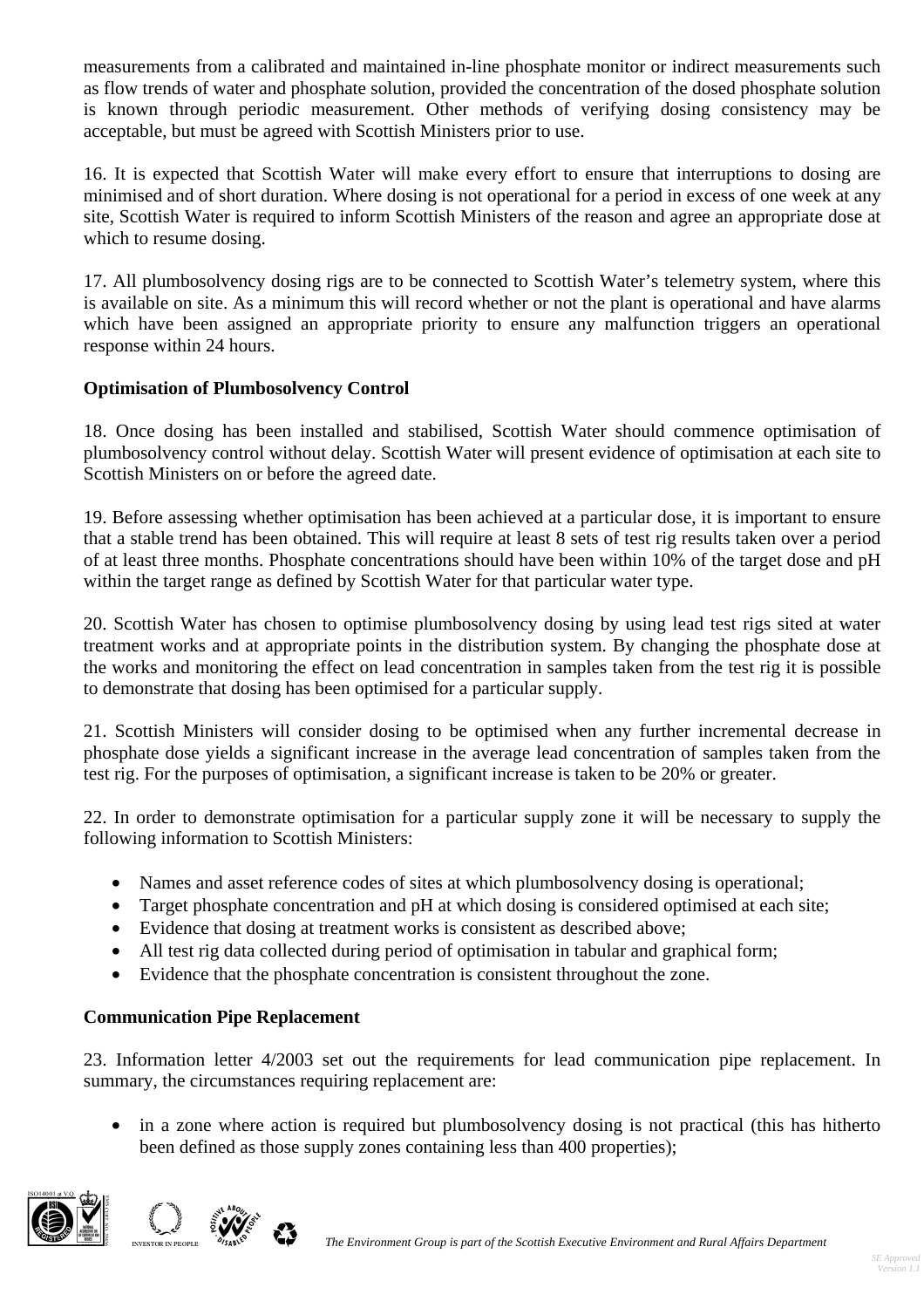measurements from a calibrated and maintained in-line phosphate monitor or indirect measurements such as flow trends of water and phosphate solution, provided the concentration of the dosed phosphate solution is known through periodic measurement. Other methods of verifying dosing consistency may be acceptable, but must be agreed with Scottish Ministers prior to use.

16. It is expected that Scottish Water will make every effort to ensure that interruptions to dosing are minimised and of short duration. Where dosing is not operational for a period in excess of one week at any site, Scottish Water is required to inform Scottish Ministers of the reason and agree an appropriate dose at which to resume dosing.

17. All plumbosolvency dosing rigs are to be connected to Scottish Water's telemetry system, where this is available on site. As a minimum this will record whether or not the plant is operational and have alarms which have been assigned an appropriate priority to ensure any malfunction triggers an operational response within 24 hours.

**Optimisation of Plumbosolvency Control**

18. Once dosing has been installed and stabilised, Scottish Water should commence optimisation of plumbosolvency control without delay. Scottish Water will present evidence of optimisation at each site to Scottish Ministers on or before the agreed date.

19. Before assessing whether optimisation has been achieved at a particular dose, it is important to ensure that a stable trend has been obtained. This will require at least 8 sets of test rig results taken over a period of at least three months. Phosphate concentrations should have been within 10% of the target dose and pH within the target range as defined by Scottish Water for that particular water type.

20. Scottish Water has chosen to optimise plumbosolvency dosing by using lead test rigs sited at water treatment works and at appropriate points in the distribution system. By changing the phosphate dose at the works and monitoring the effect on lead concentration in samples taken from the test rig it is possible to demonstrate that dosing has been optimised for a particular supply.

21. Scottish Ministers will consider dosing to be optimised when any further incremental decrease in phosphate dose yields a significant increase in the average lead concentration of samples taken from the test rig. For the purposes of optimisation, a significant increase is taken to be 20% or greater.

22. In order to demonstrate optimisation for a particular supply zone it will be necessary to supply the following information to Scottish Ministers:

- Names and asset reference codes of sites at which plumbosolvency dosing is operational;
- Target phosphate concentration and pH at which dosing is considered optimised at each site;
- Evidence that dosing at treatment works is consistent as described above;
- All test rig data collected during period of optimisation in tabular and graphical form;
- Evidence that the phosphate concentration is consistent throughout the zone.

**Communication Pipe Replacement**

23. Information letter 4/2003 set out the requirements for lead communication pipe replacement. In summary, the circumstances requiring replacement are:

- in a zone where action is required but plumbosolvency dosing is not practical (this has hitherto been defined as those supply zones containing less than 400 properties);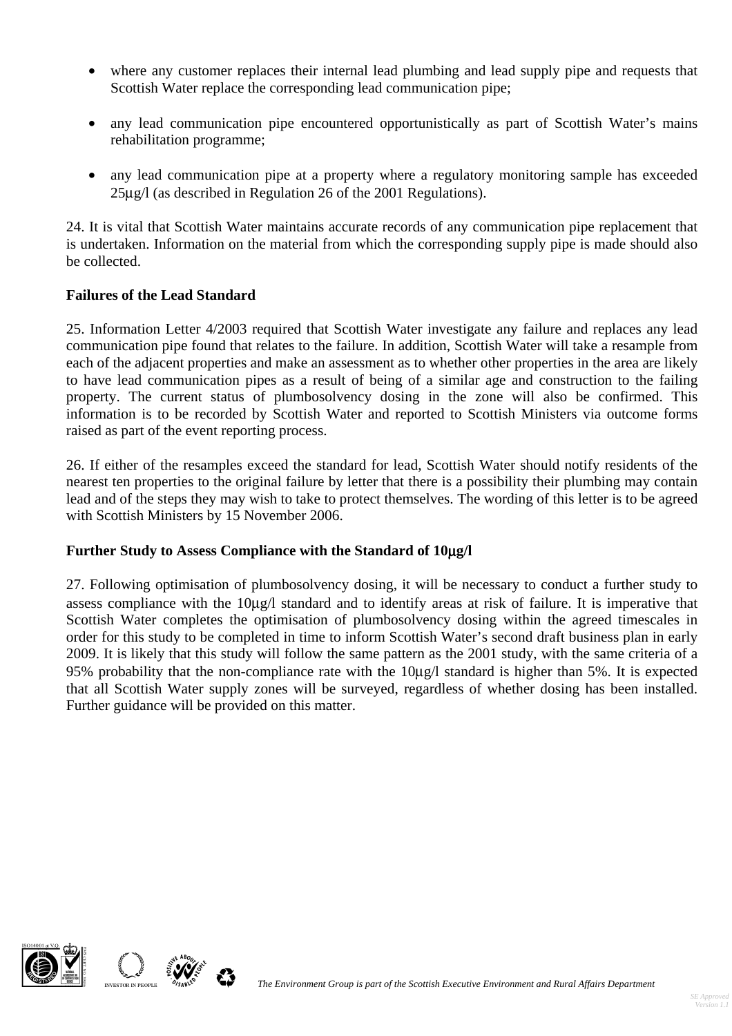- where any customer replaces their internal lead plumbing and lead supply pipe and requests that Scottish Water replace the corresponding lead communication pipe;
- any lead communication pipe encountered opportunistically as part of Scottish Water's mains rehabilitation programme;
- any lead communication pipe at a property where a regulatory monitoring sample has exceeded 25μg/l (as described in Regulation 26 of the 2001 Regulations).

24. It is vital that Scottish Water maintains accurate records of any communication pipe replacement that is undertaken. Information on the material from which the corresponding supply pipe is made should also be collected.

**Failures of the Lead Standard**

25. Information Letter 4/2003 required that Scottish Water investigate any failure and replaces any lead communication pipe found that relates to the failure. In addition, Scottish Water will take a resample from each of the adjacent properties and make an assessment as to whether other properties in the area are likely to have lead communication pipes as a result of being of a similar age and construction to the failing property. The current status of plumbosolvency dosing in the zone will also be confirmed. This information is to be recorded by Scottish Water and reported to Scottish Ministers via outcome forms raised as part of the event reporting process.

26. If either of the resamples exceed the standard for lead, Scottish Water should notify residents of the nearest ten properties to the original failure by letter that there is a possibility their plumbing may contain lead and of the steps they may wish to take to protect themselves. The wording of this letter is to be agreed with Scottish Ministers by 15 November 2006.

**Further Study to Assess Compliance with the Standard of 10μg/l**

27. Following optimisation of plumbosolvency dosing, it will be necessary to conduct a further study to assess compliance with the 10μg/l standard and to identify areas at risk of failure. It is imperative that Scottish Water completes the optimisation of plumbosolvency dosing within the agreed timescales in order for this study to be completed in time to inform Scottish Water's second draft business plan in early 2009. It is likely that this study will follow the same pattern as the 2001 study, with the same criteria of a 95% probability that the non-compliance rate with the 10μg/l standard is higher than 5%. It is expected that all Scottish Water supply zones will be surveyed, regardless of whether dosing has been installed. Further guidance will be provided on this matter.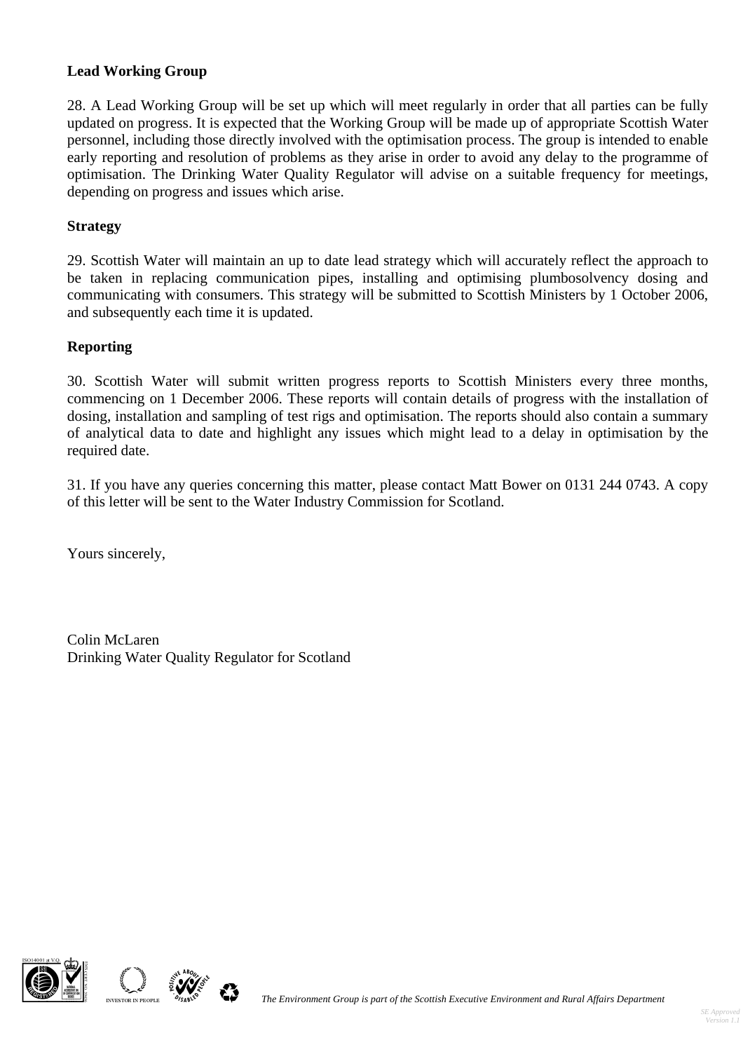**Lead Working Group**

28. A Lead Working Group will be set up which will meet regularly in order that all parties can be fully updated on progress. It is expected that the Working Group will be made up of appropriate Scottish Water personnel, including those directly involved with the optimisation process. The group is intended to enable early reporting and resolution of problems as they arise in order to avoid any delay to the programme of optimisation. The Drinking Water Quality Regulator will advise on a suitable frequency for meetings, depending on progress and issues which arise.

**Strategy**

29. Scottish Water will maintain an up to date lead strategy which will accurately reflect the approach to be taken in replacing communication pipes, installing and optimising plumbosolvency dosing and communicating with consumers. This strategy will be submitted to Scottish Ministers by 1 October 2006, and subsequently each time it is updated.

**Reporting**

30. Scottish Water will submit written progress reports to Scottish Ministers every three months, commencing on 1 December 2006. These reports will contain details of progress with the installation of dosing, installation and sampling of test rigs and optimisation. The reports should also contain a summary of analytical data to date and highlight any issues which might lead to a delay in optimisation by the required date.

31. If you have any queries concerning this matter, please contact Matt Bower on 0131 244 0743. A copy of this letter will be sent to the Water Industry Commission for Scotland.

Yours sincerely,

Colin McLaren
Drinking Water Quality Regulator for Scotland

*The Environment Group is part of the Scottish Executive Environment and Rural Affairs Department*